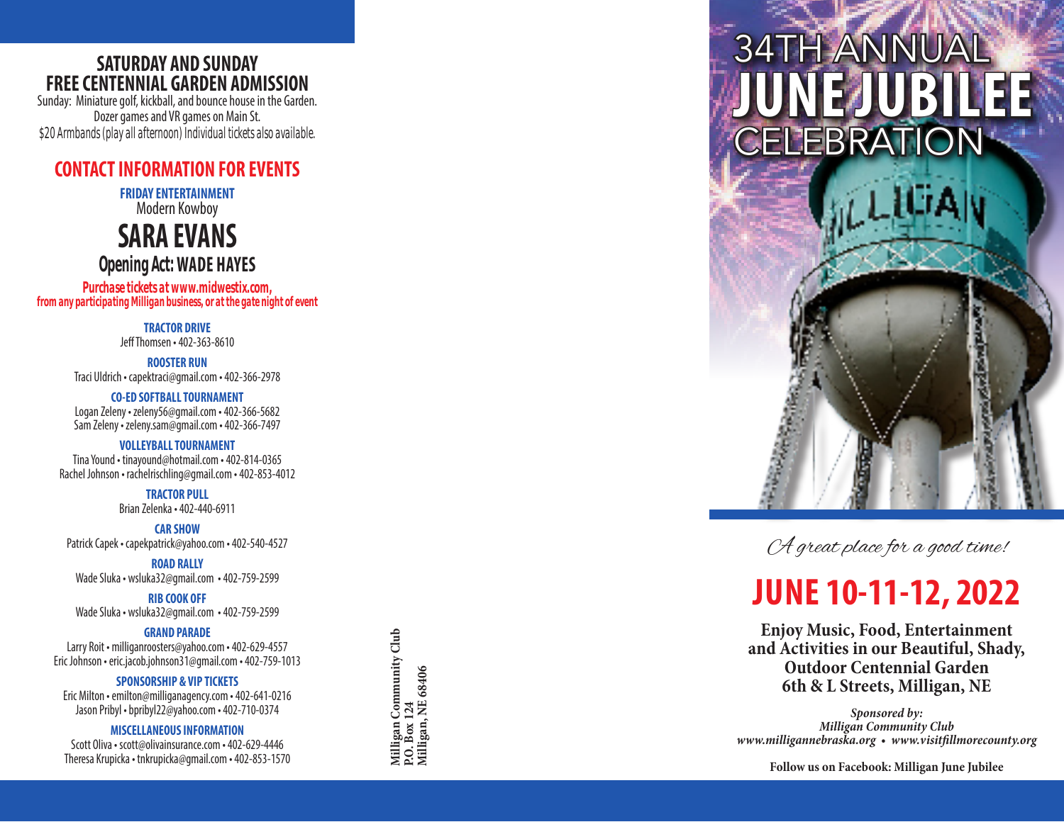## SATURDAY AND SUNDAY FREE CENTENNIAL GARDEN ADMISSION

Sunday: Miniature golf, kickball, and bounce house in the Garden.
Dozer games and VR games on Main St.
$20 Armbands (play all afternoon) Individual tickets also available.

## CONTACT INFORMATION FOR EVENTS

**FRIDAY ENTERTAINMENT**
Modern Kowboy

# SARA EVANS

**Opening Act: WADE HAYES**

*Purchase tickets at www.midwestix.com, from any participating Milligan business, or at the gate night of event*

**TRACTOR DRIVE**
Jeff Thomsen • 402-363-8610

**ROOSTER RUN**
Traci Uldrich • capektraci@gmail.com • 402-366-2978

**CO-ED SOFTBALL TOURNAMENT**
Logan Zeleny • zeleny56@gmail.com • 402-366-5682
Sam Zeleny • zeleny.sam@gmail.com • 402-366-7497

**VOLLEYBALL TOURNAMENT**
Tina Yound • tinayound@hotmail.com • 402-814-0365
Rachel Johnson • rachelrischling@gmail.com • 402-853-4012

**TRACTOR PULL**
Brian Zelenka • 402-440-6911

**CAR SHOW**
Patrick Capek • capekpatrick@yahoo.com • 402-540-4527

**ROAD RALLY**
Wade Sluka • wsluka32@gmail.com • 402-759-2599

**RIB COOK OFF**
Wade Sluka • wsluka32@gmail.com • 402-759-2599

**GRAND PARADE**
Larry Roit • milliganroosters@yahoo.com • 402-629-4557
Eric Johnson • eric.jacob.johnson31@gmail.com • 402-759-1013

**SPONSORSHIP & VIP TICKETS**
Eric Milton • emilton@milliganagency.com • 402-641-0216
Jason Pribyl • bpribyl22@yahoo.com • 402-710-0374

**MISCELLANEOUS INFORMATION**
Scott Oliva • scott@olivainsurance.com • 402-629-4446
Theresa Krupicka • tnkrupicka@gmail.com • 402-853-1570

**Milligan Community Club**
**P.O. Box 124**
**Milligan, NE 68406**

# 34TH ANNUAL JUNE JUBILEE CELEBRATION

*A great place for a good time!*

## JUNE 10-11-12, 2022

**Enjoy Music, Food, Entertainment and Activities in our Beautiful, Shady, Outdoor Centennial Garden**
**6th & L Streets, Milligan, NE**

***Sponsored by:***
***Milligan Community Club***
***www.millignannebraska.org • www.visitfillmorecounty.org***

**Follow us on Facebook: Milligan June Jubilee**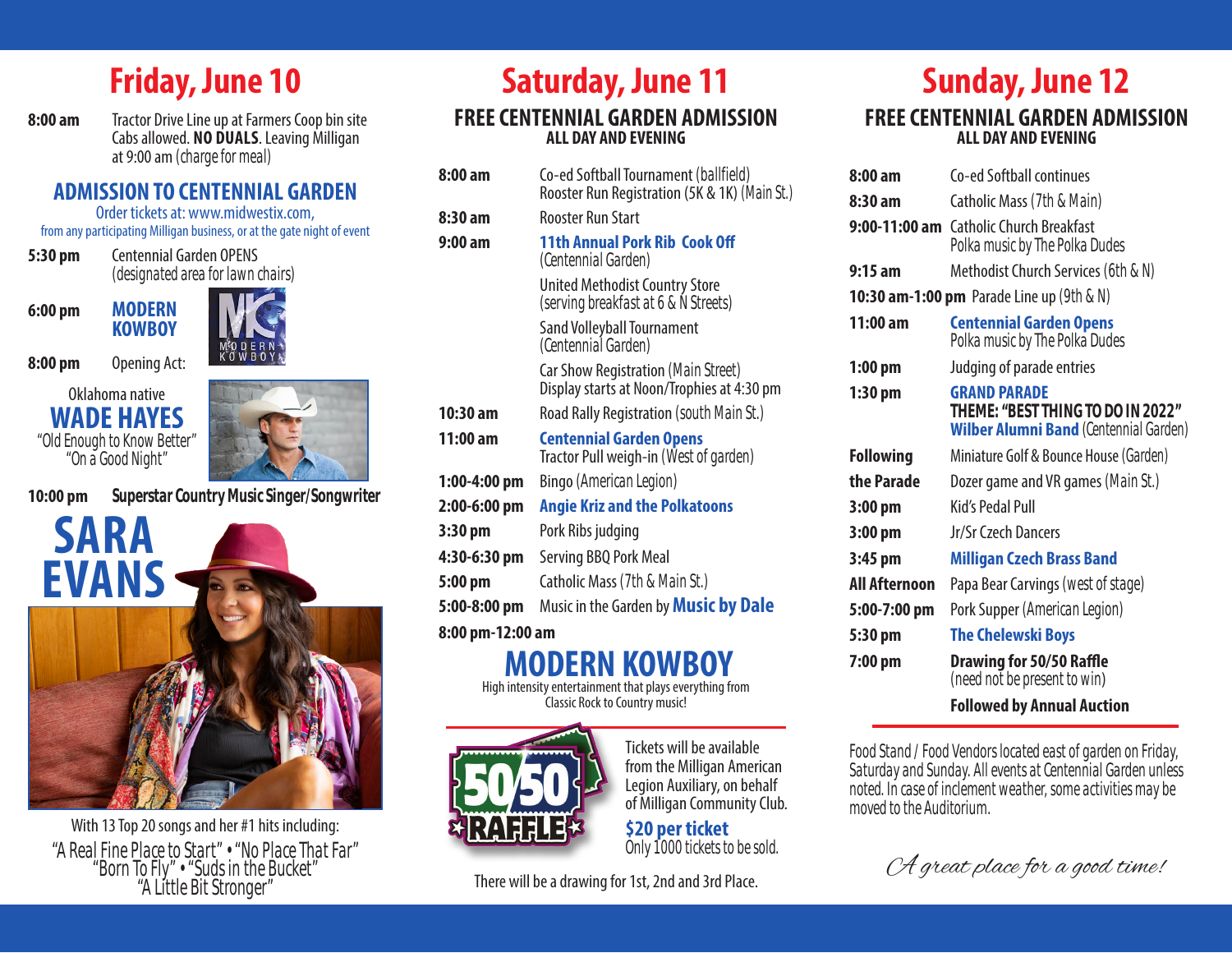# Friday, June 10

**8:00 am** Tractor Drive Line up at Farmers Coop bin site Cabs allowed. **NO DUALS**. Leaving Milligan at 9:00 am (charge for meal)

## ADMISSION TO CENTENNIAL GARDEN

Order tickets at: www.midwestix.com, from any participating Milligan business, or at the gate night of event

**5:30 pm** Centennial Garden OPENS (designated area for lawn chairs)

**6:00 pm** **MODERN KOWBOY**

**8:00 pm** Opening Act:

Oklahoma native
**WADE HAYES**
"Old Enough to Know Better"
"On a Good Night"

**10:00 pm** **Superstar Country Music Singer/Songwriter**

**SARA EVANS**

With 13 Top 20 songs and her #1 hits including:
"A Real Fine Place to Start" • "No Place That Far"
"Born To Fly" • "Suds in the Bucket"
"A Little Bit Stronger"

# Saturday, June 11

**FREE CENTENNIAL GARDEN ADMISSION**
**ALL DAY AND EVENING**

| | |
|---|---|
| **8:00 am** | Co-ed Softball Tournament (ballfield)<br>Rooster Run Registration (5K & 1K) (Main St.) |
| **8:30 am** | Rooster Run Start |
| **9:00 am** | **11th Annual Pork Rib Cook Off** (Centennial Garden)<br>United Methodist Country Store (serving breakfast at 6 & N Streets)<br>Sand Volleyball Tournament (Centennial Garden)<br>Car Show Registration (Main Street) Display starts at Noon/Trophies at 4:30 pm |
| **10:30 am** | Road Rally Registration (south Main St.) |
| **11:00 am** | **Centennial Garden Opens**<br>Tractor Pull weigh-in (West of garden) |
| **1:00-4:00 pm** | Bingo (American Legion) |
| **2:00-6:00 pm** | **Angie Kriz and the Polkatoons** |
| **3:30 pm** | Pork Ribs judging |
| **4:30-6:30 pm** | Serving BBQ Pork Meal |
| **5:00 pm** | Catholic Mass (7th & Main St.) |
| **5:00-8:00 pm** | Music in the Garden by **Music by Dale** |
| **8:00 pm-12:00 am** | |

## MODERN KOWBOY

High intensity entertainment that plays everything from Classic Rock to Country music!

**50/50 RAFFLE**

Tickets will be available from the Milligan American Legion Auxiliary, on behalf of Milligan Community Club.

**$20 per ticket**
Only 1000 tickets to be sold.

There will be a drawing for 1st, 2nd and 3rd Place.

# Sunday, June 12

**FREE CENTENNIAL GARDEN ADMISSION**
**ALL DAY AND EVENING**

| | |
|---|---|
| **8:00 am** | Co-ed Softball continues |
| **8:30 am** | Catholic Mass (7th & Main) |
| **9:00-11:00 am** | Catholic Church Breakfast<br>Polka music by The Polka Dudes |
| **9:15 am** | Methodist Church Services (6th & N) |
| **10:30 am-1:00 pm** | Parade Line up (9th & N) |
| **11:00 am** | **Centennial Garden Opens**<br>Polka music by The Polka Dudes |
| **1:00 pm** | Judging of parade entries |
| **1:30 pm** | **GRAND PARADE**<br>**THEME: "BEST THING TO DO IN 2022"**<br>**Wilber Alumni Band** (Centennial Garden) |
| **Following the Parade** | Miniature Golf & Bounce House (Garden)<br>Dozer game and VR games (Main St.) |
| **3:00 pm** | Kid's Pedal Pull |
| **3:00 pm** | Jr/Sr Czech Dancers |
| **3:45 pm** | **Milligan Czech Brass Band** |
| **All Afternoon** | Papa Bear Carvings (west of stage) |
| **5:00-7:00 pm** | Pork Supper (American Legion) |
| **5:30 pm** | **The Chelewski Boys** |
| **7:00 pm** | **Drawing for 50/50 Raffle** (need not be present to win)<br>**Followed by Annual Auction** |

Food Stand / Food Vendors located east of garden on Friday, Saturday and Sunday. All events at Centennial Garden unless noted. In case of inclement weather, some activities may be moved to the Auditorium.

*A great place for a good time!*